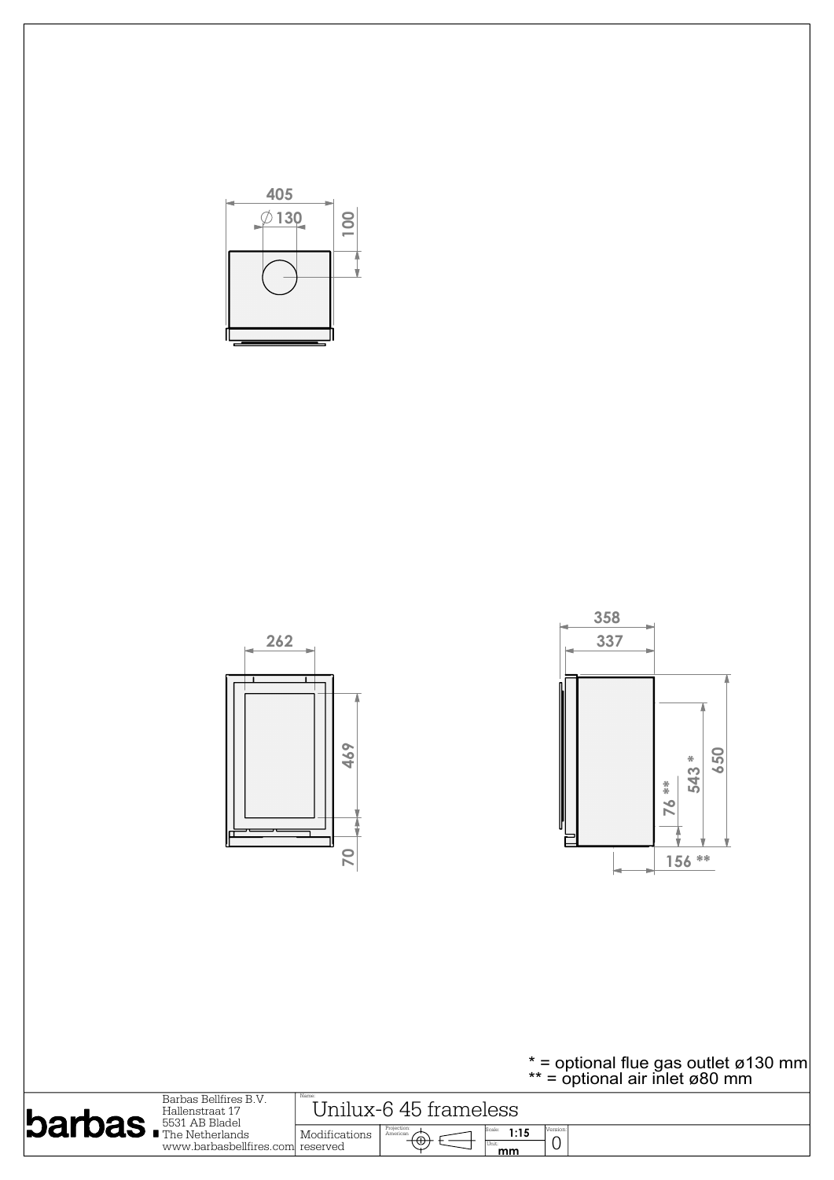405

∅ 130

100

262

469

70

358

337

650

543 *

76 **

156 **

\* = optional flue gas outlet ø130 mm
\*\* = optional air inlet ø80 mm

barbas.

Barbas Bellfires B.V.
Hallenstraat 17
5531 AB Bladel
The Netherlands
www.barbasbellfires.com

Name:
Unilux-6 45 frameless

Modifications reserved

Projection: American

Scale: 1:15

Unit: mm

Version: 0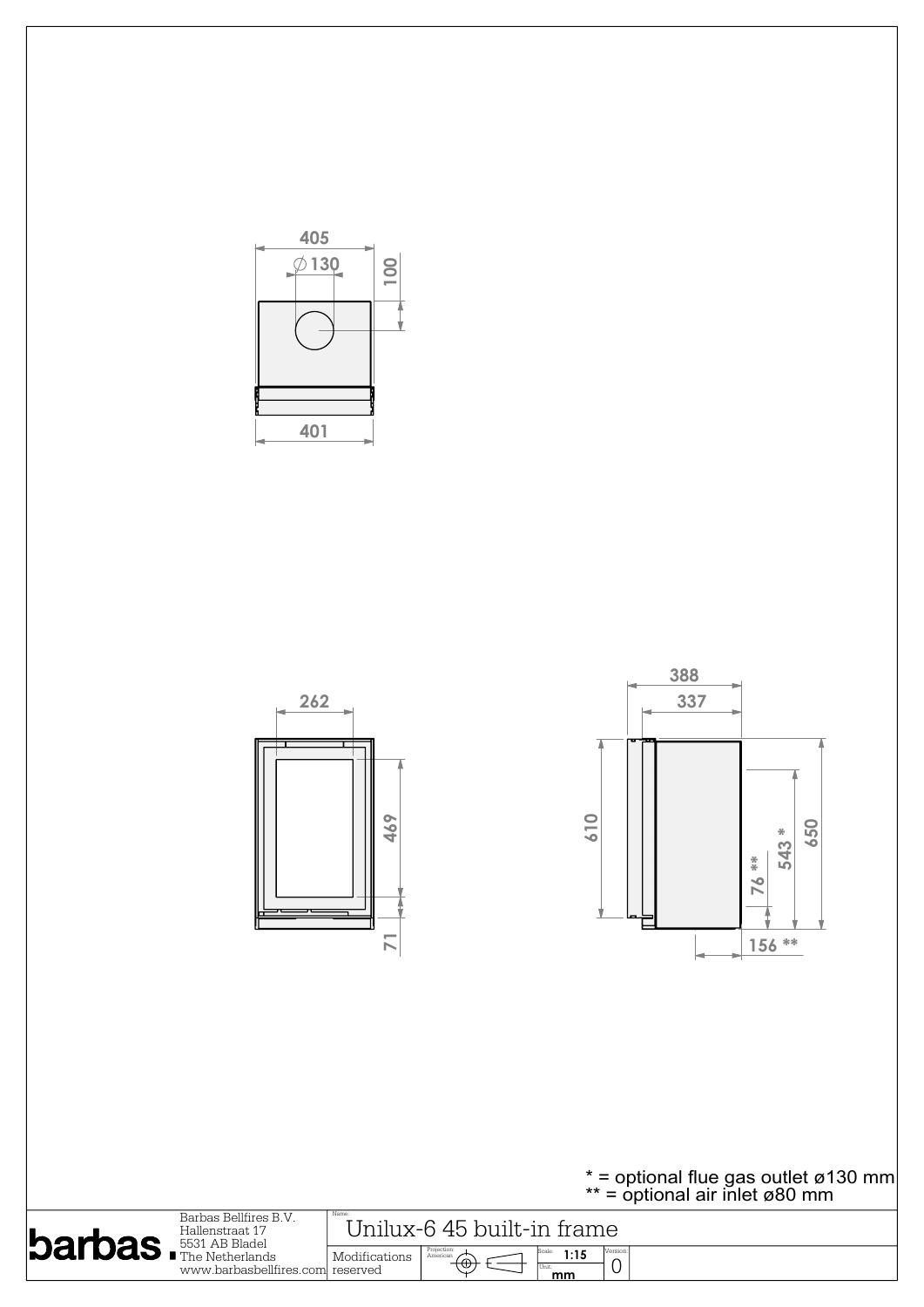405

∅130

100

401

262

469

71

388

337

610

76 **

543 *

650

156 **

\* = optional flue gas outlet ø130 mm
\*\* = optional air inlet ø80 mm

| barbas. | Barbas Bellfires B.V.<br>Hallenstraat 17<br>5531 AB Bladel<br>The Netherlands<br>www.barbasbellfires.com | Name: Unilux-6 45 built-in frame |
|---|---|---|
| | | Modifications reserved — Projection: American — Scale: 1:15 — Unit: mm — Version: 0 |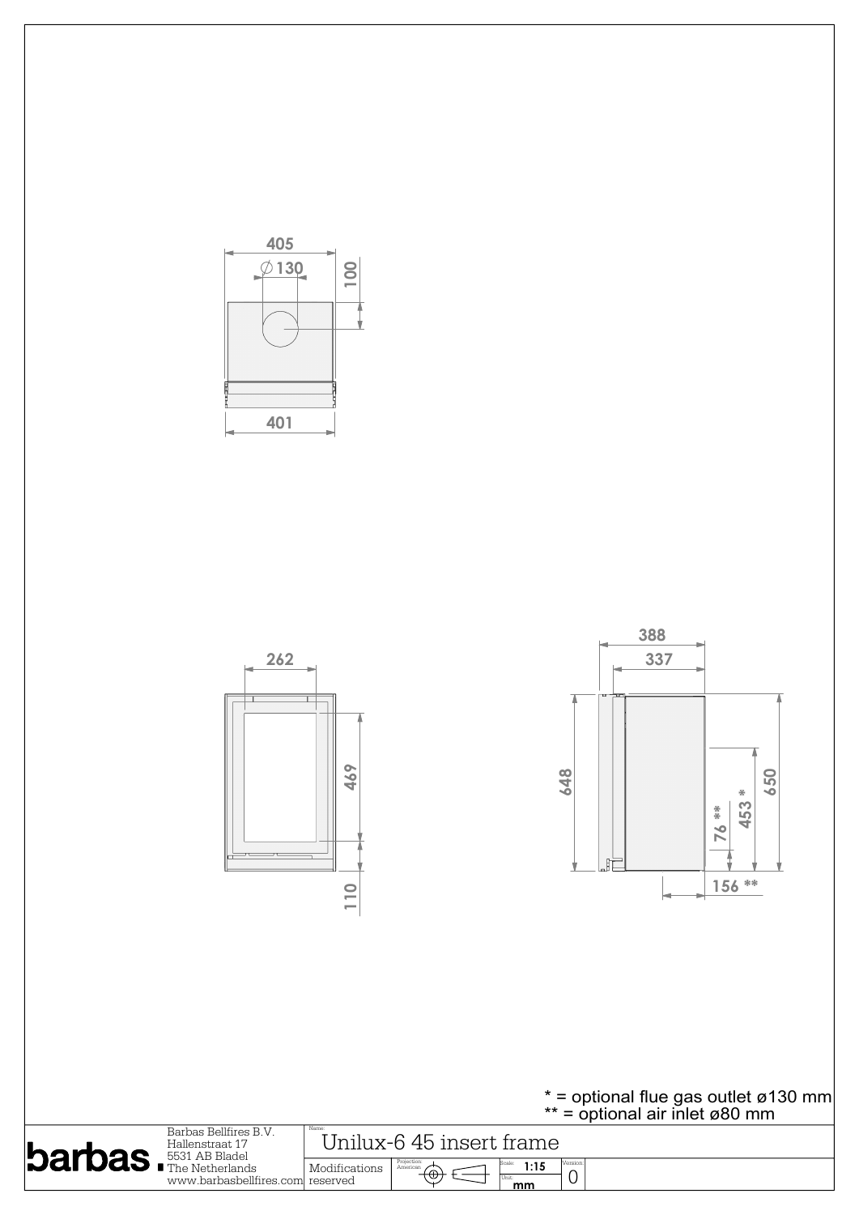405

∅130

100

401

262

469

110

388

337

648

76 **

453 *

650

156 **

\* = optional flue gas outlet ø130 mm
\*\* = optional air inlet ø80 mm

barbas.

Barbas Bellfires B.V.
Hallenstraat 17
5531 AB Bladel
The Netherlands
www.barbasbellfires.com

Name:
Unilux-6 45 insert frame

Modifications reserved

Projection: American

Scale: 1:15

Unit: mm

Version: 0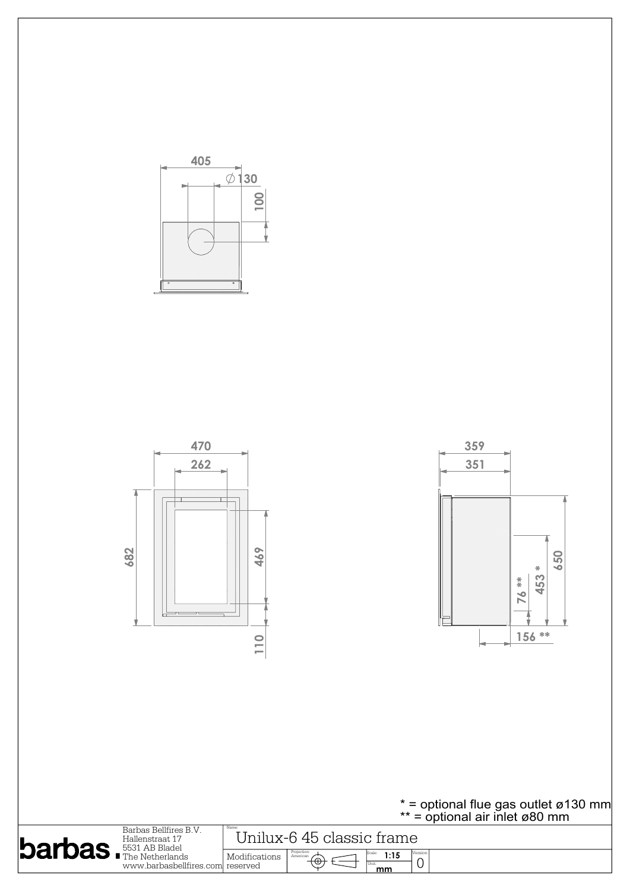405

⌀130

100

470

262

682

469

110

359

351

650

453 *

76 **

156 **

\* = optional flue gas outlet ø130 mm
\*\* = optional air inlet ø80 mm

| barbas. | Barbas Bellfires B.V.<br>Hallenstraat 17<br>5531 AB Bladel<br>The Netherlands<br>www.barbasbellfires.com | Name: Unilux-6 45 classic frame | | | |
|---|---|---|---|---|---|
| | | Modifications reserved | Projection: American | Scale: 1:15<br>Unit: mm | Version: 0 |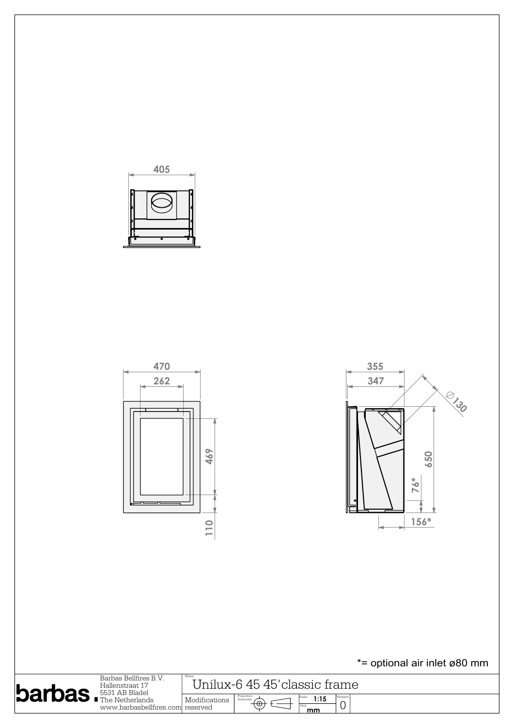405

470

262

469

110

355

347

∅130

650

76*

156*

*= optional air inlet ø80 mm

| | | | | | |
|---|---|---|---|---|---|
| **barbas.** | Barbas Bellfires B.V.<br>Hallenstraat 17<br>5531 AB Bladel<br>The Netherlands<br>www.barbasbellfires.com | Name: Unilux-6 45 45'classic frame | | | |
| | | Modifications reserved | Projection: American | Scale: 1:15<br>Unit: mm | Version: 0 |